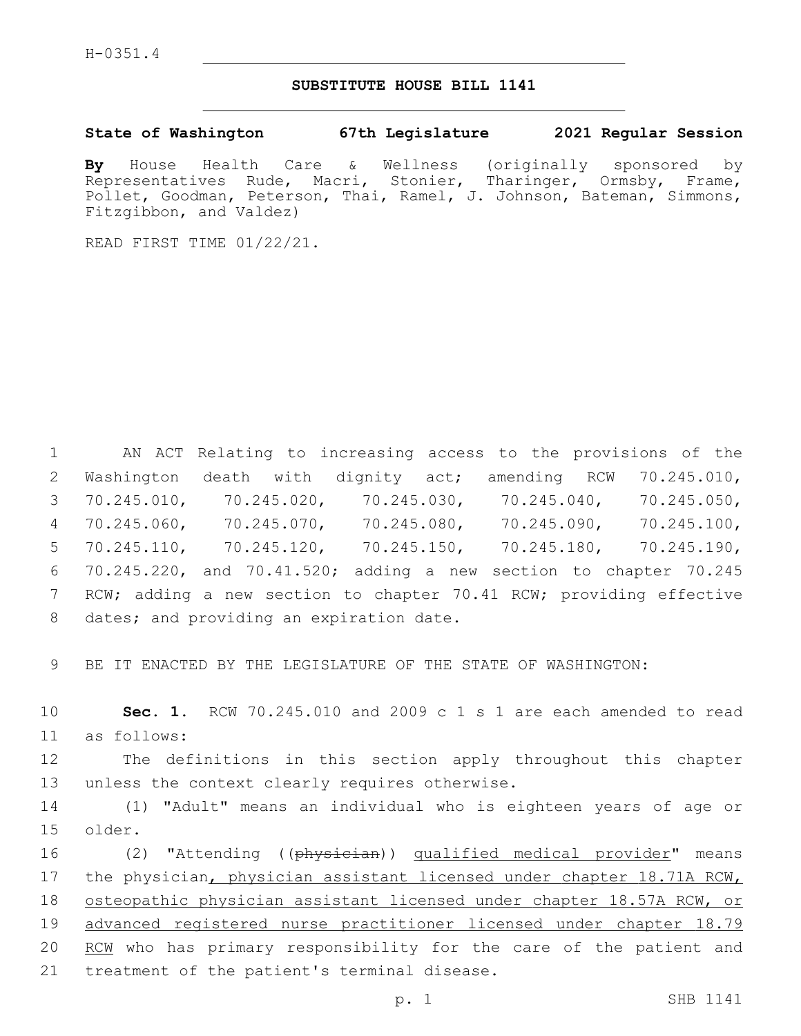H-0351.4

# SUBSTITUTE HOUSE BILL 1141

**State of Washington 67th Legislature 2021 Regular Session**

**By** House Health Care & Wellness (originally sponsored by Representatives Rude, Macri, Stonier, Tharinger, Ormsby, Frame, Pollet, Goodman, Peterson, Thai, Ramel, J. Johnson, Bateman, Simmons, Fitzgibbon, and Valdez)

READ FIRST TIME 01/22/21.

AN ACT Relating to increasing access to the provisions of the Washington death with dignity act; amending RCW 70.245.010, 70.245.010, 70.245.020, 70.245.030, 70.245.040, 70.245.050, 70.245.060, 70.245.070, 70.245.080, 70.245.090, 70.245.100, 70.245.110, 70.245.120, 70.245.150, 70.245.180, 70.245.190, 70.245.220, and 70.41.520; adding a new section to chapter 70.245 RCW; adding a new section to chapter 70.41 RCW; providing effective dates; and providing an expiration date.

BE IT ENACTED BY THE LEGISLATURE OF THE STATE OF WASHINGTON:

**Sec. 1.** RCW 70.245.010 and 2009 c 1 s 1 are each amended to read as follows:

The definitions in this section apply throughout this chapter unless the context clearly requires otherwise.

(1) "Adult" means an individual who is eighteen years of age or older.

(2) "Attending ((~~physician~~)) <u>qualified medical provider</u>" means the physician<u>, physician assistant licensed under chapter 18.71A RCW, osteopathic physician assistant licensed under chapter 18.57A RCW, or advanced registered nurse practitioner licensed under chapter 18.79 RCW</u> who has primary responsibility for the care of the patient and treatment of the patient's terminal disease.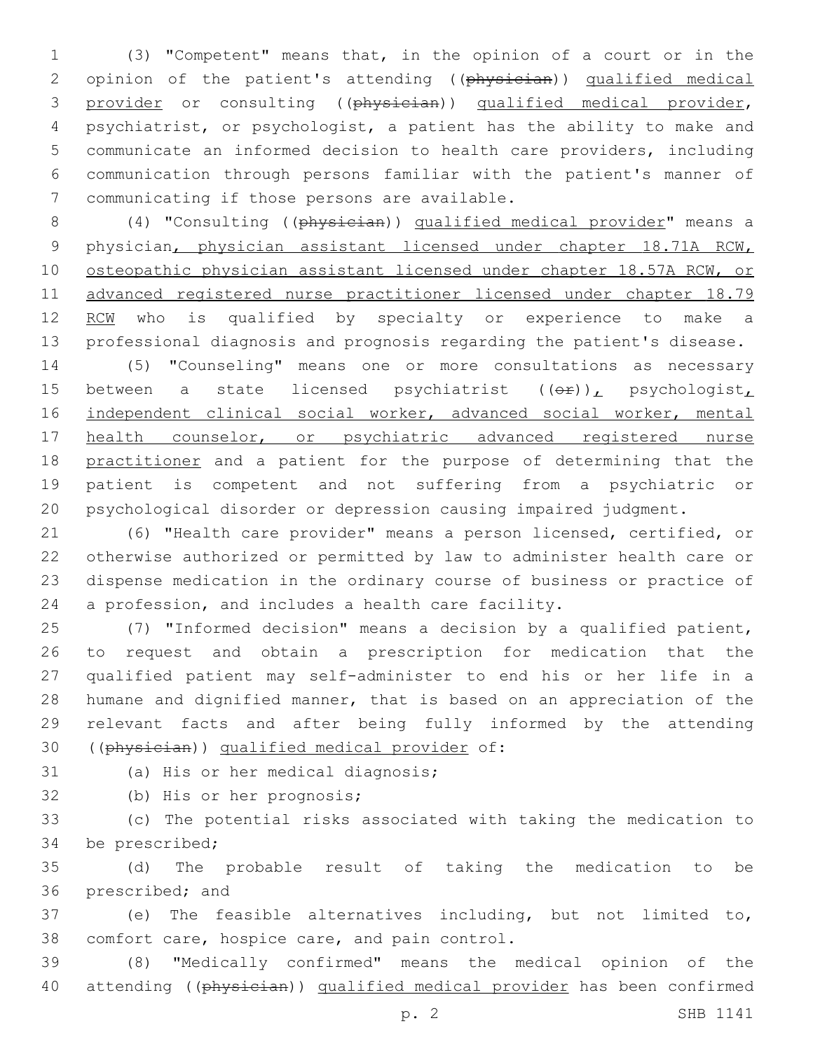(3) "Competent" means that, in the opinion of a court or in the opinion of the patient's attending ((~~physician~~)) qualified medical provider or consulting ((~~physician~~)) qualified medical provider, psychiatrist, or psychologist, a patient has the ability to make and communicate an informed decision to health care providers, including communication through persons familiar with the patient's manner of communicating if those persons are available.

(4) "Consulting ((~~physician~~)) qualified medical provider" means a physician, physician assistant licensed under chapter 18.71A RCW, osteopathic physician assistant licensed under chapter 18.57A RCW, or advanced registered nurse practitioner licensed under chapter 18.79 RCW who is qualified by specialty or experience to make a professional diagnosis and prognosis regarding the patient's disease.

(5) "Counseling" means one or more consultations as necessary between a state licensed psychiatrist ((~~or~~)), psychologist, independent clinical social worker, advanced social worker, mental health counselor, or psychiatric advanced registered nurse practitioner and a patient for the purpose of determining that the patient is competent and not suffering from a psychiatric or psychological disorder or depression causing impaired judgment.

(6) "Health care provider" means a person licensed, certified, or otherwise authorized or permitted by law to administer health care or dispense medication in the ordinary course of business or practice of a profession, and includes a health care facility.

(7) "Informed decision" means a decision by a qualified patient, to request and obtain a prescription for medication that the qualified patient may self-administer to end his or her life in a humane and dignified manner, that is based on an appreciation of the relevant facts and after being fully informed by the attending ((~~physician~~)) qualified medical provider of:

(a) His or her medical diagnosis;

(b) His or her prognosis;

(c) The potential risks associated with taking the medication to be prescribed;

(d) The probable result of taking the medication to be prescribed; and

(e) The feasible alternatives including, but not limited to, comfort care, hospice care, and pain control.

(8) "Medically confirmed" means the medical opinion of the attending ((~~physician~~)) qualified medical provider has been confirmed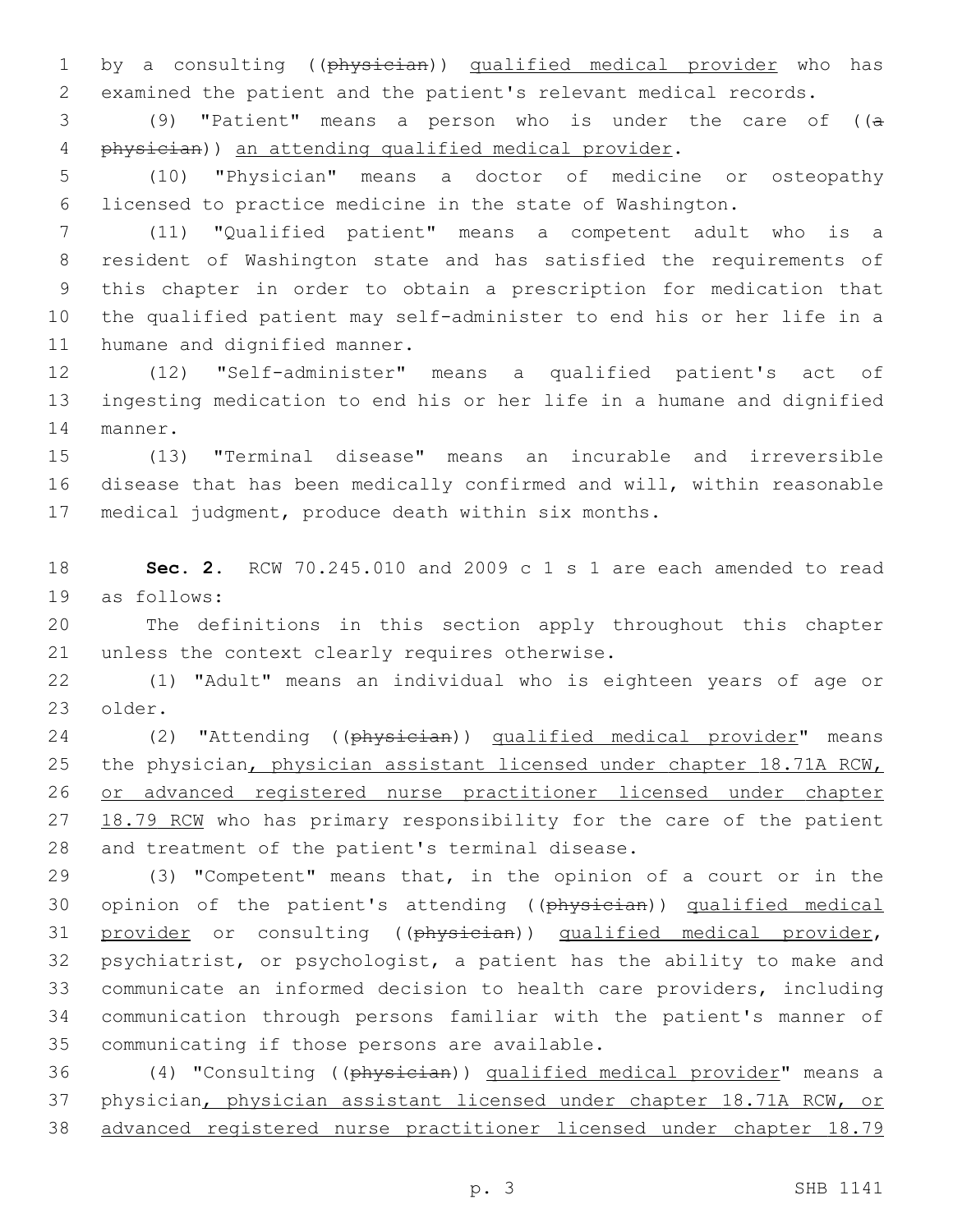by a consulting ((~~physician~~)) <u>qualified medical provider</u> who has examined the patient and the patient's relevant medical records.

(9) "Patient" means a person who is under the care of ((~~a physician~~)) <u>an attending qualified medical provider</u>.

(10) "Physician" means a doctor of medicine or osteopathy licensed to practice medicine in the state of Washington.

(11) "Qualified patient" means a competent adult who is a resident of Washington state and has satisfied the requirements of this chapter in order to obtain a prescription for medication that the qualified patient may self-administer to end his or her life in a humane and dignified manner.

(12) "Self-administer" means a qualified patient's act of ingesting medication to end his or her life in a humane and dignified manner.

(13) "Terminal disease" means an incurable and irreversible disease that has been medically confirmed and will, within reasonable medical judgment, produce death within six months.

**Sec. 2.** RCW 70.245.010 and 2009 c 1 s 1 are each amended to read as follows:

The definitions in this section apply throughout this chapter unless the context clearly requires otherwise.

(1) "Adult" means an individual who is eighteen years of age or older.

(2) "Attending ((~~physician~~)) <u>qualified medical provider</u>" means the physician<u>, physician assistant licensed under chapter 18.71A RCW, or advanced registered nurse practitioner licensed under chapter 18.79 RCW</u> who has primary responsibility for the care of the patient and treatment of the patient's terminal disease.

(3) "Competent" means that, in the opinion of a court or in the opinion of the patient's attending ((~~physician~~)) <u>qualified medical provider</u> or consulting ((~~physician~~)) <u>qualified medical provider</u>, psychiatrist, or psychologist, a patient has the ability to make and communicate an informed decision to health care providers, including communication through persons familiar with the patient's manner of communicating if those persons are available.

(4) "Consulting ((~~physician~~)) <u>qualified medical provider</u>" means a physician<u>, physician assistant licensed under chapter 18.71A RCW, or advanced registered nurse practitioner licensed under chapter 18.79</u>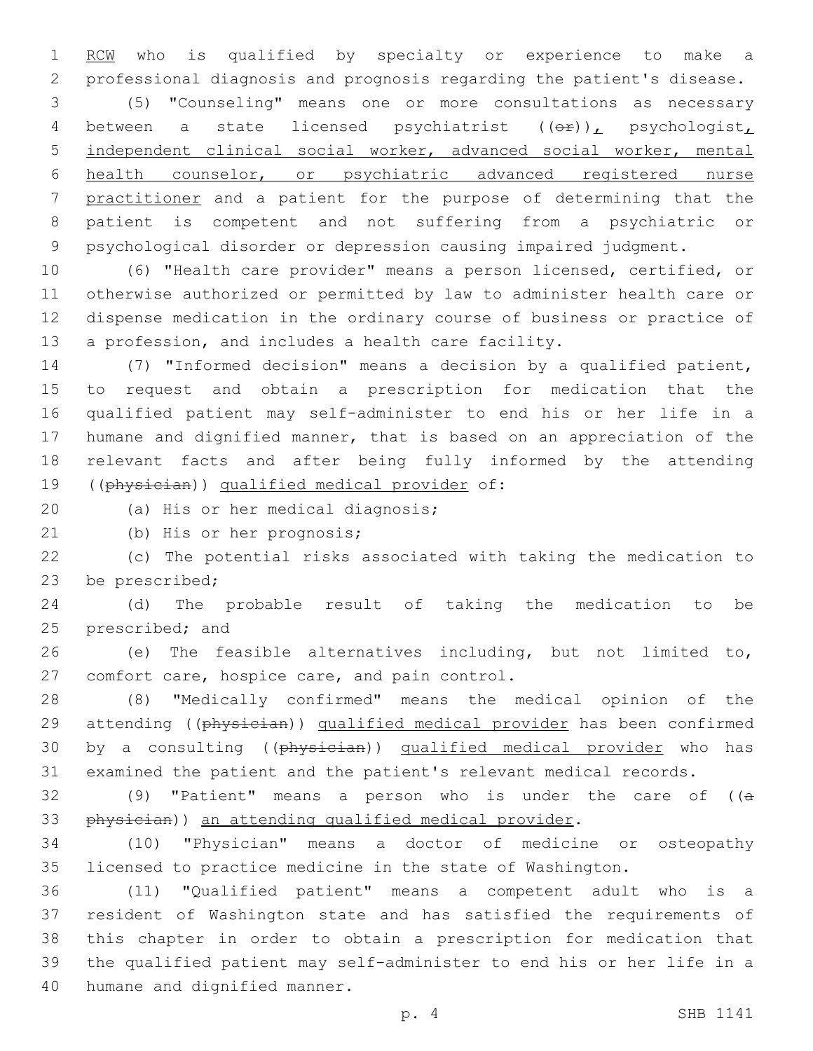RCW who is qualified by specialty or experience to make a professional diagnosis and prognosis regarding the patient's disease.

(5) "Counseling" means one or more consultations as necessary between a state licensed psychiatrist ((~~or~~)), psychologist, independent clinical social worker, advanced social worker, mental health counselor, or psychiatric advanced registered nurse practitioner and a patient for the purpose of determining that the patient is competent and not suffering from a psychiatric or psychological disorder or depression causing impaired judgment.

(6) "Health care provider" means a person licensed, certified, or otherwise authorized or permitted by law to administer health care or dispense medication in the ordinary course of business or practice of a profession, and includes a health care facility.

(7) "Informed decision" means a decision by a qualified patient, to request and obtain a prescription for medication that the qualified patient may self-administer to end his or her life in a humane and dignified manner, that is based on an appreciation of the relevant facts and after being fully informed by the attending ((~~physician~~)) qualified medical provider of:

(a) His or her medical diagnosis;

(b) His or her prognosis;

(c) The potential risks associated with taking the medication to be prescribed;

(d) The probable result of taking the medication to be prescribed; and

(e) The feasible alternatives including, but not limited to, comfort care, hospice care, and pain control.

(8) "Medically confirmed" means the medical opinion of the attending ((~~physician~~)) qualified medical provider has been confirmed by a consulting ((~~physician~~)) qualified medical provider who has examined the patient and the patient's relevant medical records.

(9) "Patient" means a person who is under the care of ((~~a physician~~)) an attending qualified medical provider.

(10) "Physician" means a doctor of medicine or osteopathy licensed to practice medicine in the state of Washington.

(11) "Qualified patient" means a competent adult who is a resident of Washington state and has satisfied the requirements of this chapter in order to obtain a prescription for medication that the qualified patient may self-administer to end his or her life in a humane and dignified manner.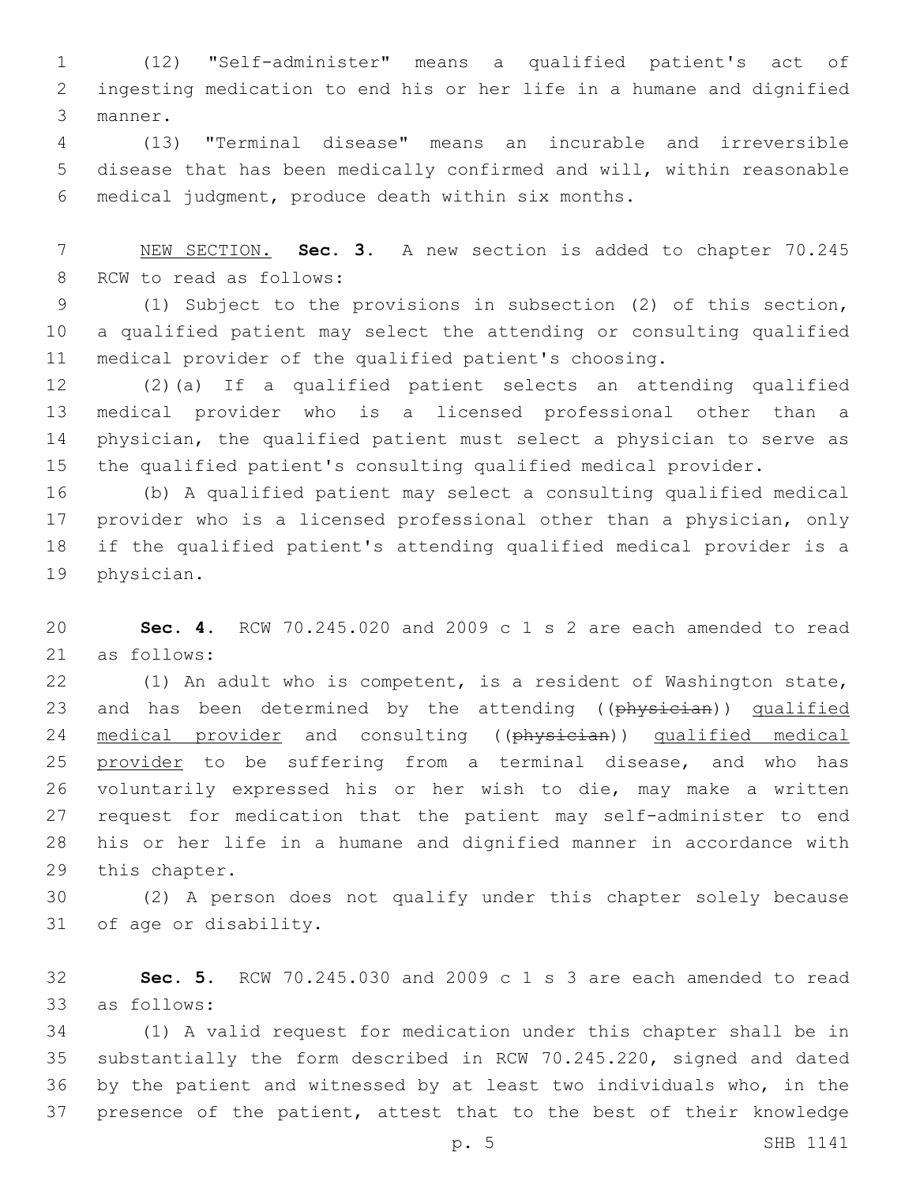(12) "Self-administer" means a qualified patient's act of ingesting medication to end his or her life in a humane and dignified manner.

(13) "Terminal disease" means an incurable and irreversible disease that has been medically confirmed and will, within reasonable medical judgment, produce death within six months.

NEW SECTION. **Sec. 3.** A new section is added to chapter 70.245 RCW to read as follows:

(1) Subject to the provisions in subsection (2) of this section, a qualified patient may select the attending or consulting qualified medical provider of the qualified patient's choosing.

(2)(a) If a qualified patient selects an attending qualified medical provider who is a licensed professional other than a physician, the qualified patient must select a physician to serve as the qualified patient's consulting qualified medical provider.

(b) A qualified patient may select a consulting qualified medical provider who is a licensed professional other than a physician, only if the qualified patient's attending qualified medical provider is a physician.

**Sec. 4.** RCW 70.245.020 and 2009 c 1 s 2 are each amended to read as follows:

(1) An adult who is competent, is a resident of Washington state, and has been determined by the attending ((~~physician~~)) qualified medical provider and consulting ((~~physician~~)) qualified medical provider to be suffering from a terminal disease, and who has voluntarily expressed his or her wish to die, may make a written request for medication that the patient may self-administer to end his or her life in a humane and dignified manner in accordance with this chapter.

(2) A person does not qualify under this chapter solely because of age or disability.

**Sec. 5.** RCW 70.245.030 and 2009 c 1 s 3 are each amended to read as follows:

(1) A valid request for medication under this chapter shall be in substantially the form described in RCW 70.245.220, signed and dated by the patient and witnessed by at least two individuals who, in the presence of the patient, attest that to the best of their knowledge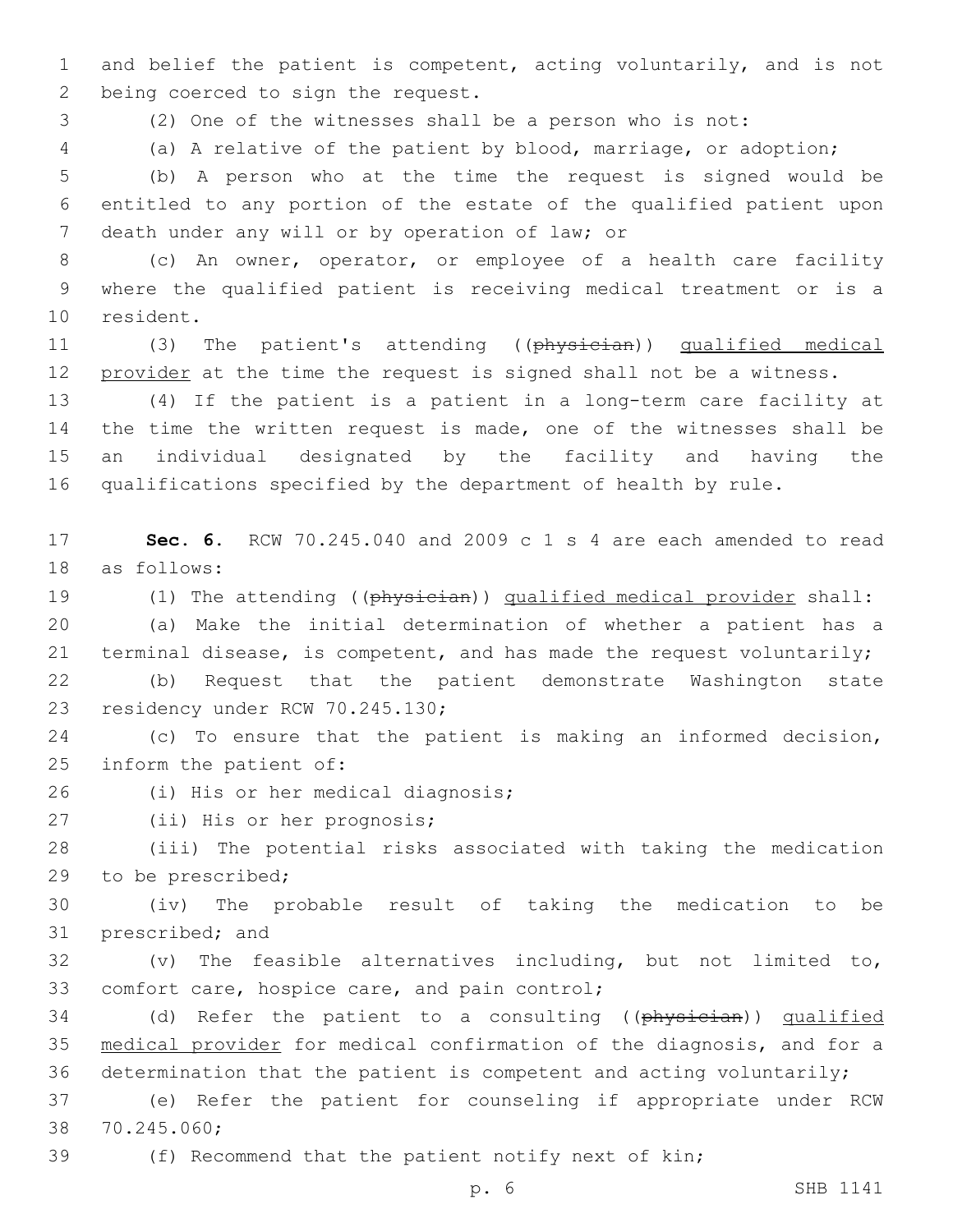and belief the patient is competent, acting voluntarily, and is not being coerced to sign the request.

(2) One of the witnesses shall be a person who is not:

(a) A relative of the patient by blood, marriage, or adoption;

(b) A person who at the time the request is signed would be entitled to any portion of the estate of the qualified patient upon death under any will or by operation of law; or

(c) An owner, operator, or employee of a health care facility where the qualified patient is receiving medical treatment or is a resident.

(3) The patient's attending ((~~physician~~)) qualified medical provider at the time the request is signed shall not be a witness.

(4) If the patient is a patient in a long-term care facility at the time the written request is made, one of the witnesses shall be an individual designated by the facility and having the qualifications specified by the department of health by rule.

**Sec. 6.** RCW 70.245.040 and 2009 c 1 s 4 are each amended to read as follows:

(1) The attending ((~~physician~~)) qualified medical provider shall:

(a) Make the initial determination of whether a patient has a terminal disease, is competent, and has made the request voluntarily;

(b) Request that the patient demonstrate Washington state residency under RCW 70.245.130;

(c) To ensure that the patient is making an informed decision, inform the patient of:

(i) His or her medical diagnosis;

(ii) His or her prognosis;

(iii) The potential risks associated with taking the medication to be prescribed;

(iv) The probable result of taking the medication to be prescribed; and

(v) The feasible alternatives including, but not limited to, comfort care, hospice care, and pain control;

(d) Refer the patient to a consulting ((~~physician~~)) qualified medical provider for medical confirmation of the diagnosis, and for a determination that the patient is competent and acting voluntarily;

(e) Refer the patient for counseling if appropriate under RCW 70.245.060;

(f) Recommend that the patient notify next of kin;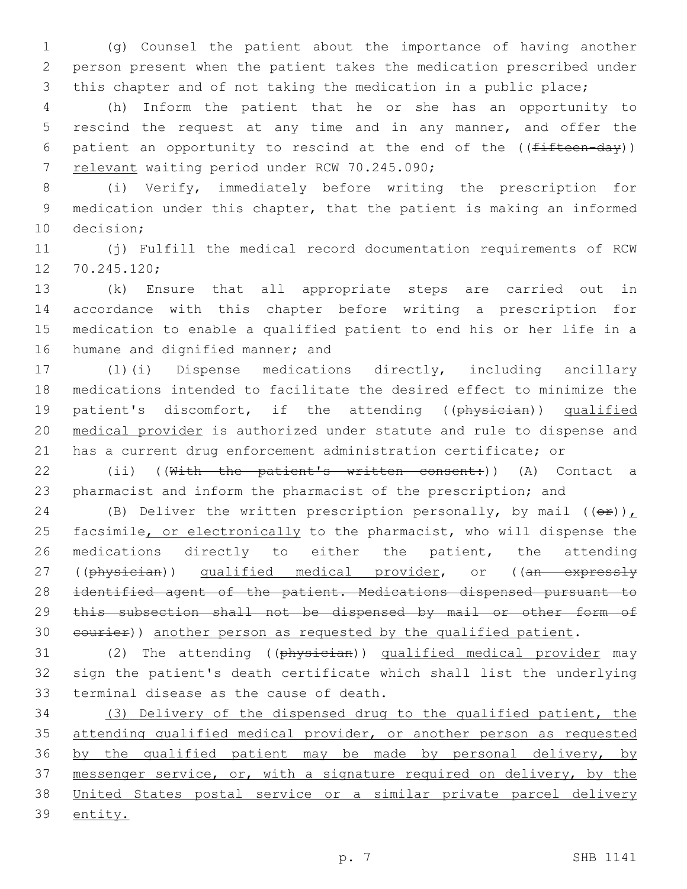(g) Counsel the patient about the importance of having another person present when the patient takes the medication prescribed under this chapter and of not taking the medication in a public place;

(h) Inform the patient that he or she has an opportunity to rescind the request at any time and in any manner, and offer the patient an opportunity to rescind at the end of the ((~~fifteen-day~~)) <u>relevant</u> waiting period under RCW 70.245.090;

(i) Verify, immediately before writing the prescription for medication under this chapter, that the patient is making an informed decision;

(j) Fulfill the medical record documentation requirements of RCW 70.245.120;

(k) Ensure that all appropriate steps are carried out in accordance with this chapter before writing a prescription for medication to enable a qualified patient to end his or her life in a humane and dignified manner; and

(l)(i) Dispense medications directly, including ancillary medications intended to facilitate the desired effect to minimize the patient's discomfort, if the attending ((~~physician~~)) <u>qualified medical provider</u> is authorized under statute and rule to dispense and has a current drug enforcement administration certificate; or

(ii) ((~~With the patient's written consent:~~)) (A) Contact a pharmacist and inform the pharmacist of the prescription; and

(B) Deliver the written prescription personally, by mail ((~~or~~))<u>,</u> facsimile<u>, or electronically</u> to the pharmacist, who will dispense the medications directly to either the patient, the attending ((~~physician~~)) <u>qualified medical provider</u>, or ((~~an expressly identified agent of the patient. Medications dispensed pursuant to this subsection shall not be dispensed by mail or other form of courier~~)) <u>another person as requested by the qualified patient</u>.

(2) The attending ((~~physician~~)) <u>qualified medical provider</u> may sign the patient's death certificate which shall list the underlying terminal disease as the cause of death.

<u>(3) Delivery of the dispensed drug to the qualified patient, the attending qualified medical provider, or another person as requested by the qualified patient may be made by personal delivery, by messenger service, or, with a signature required on delivery, by the United States postal service or a similar private parcel delivery entity.</u>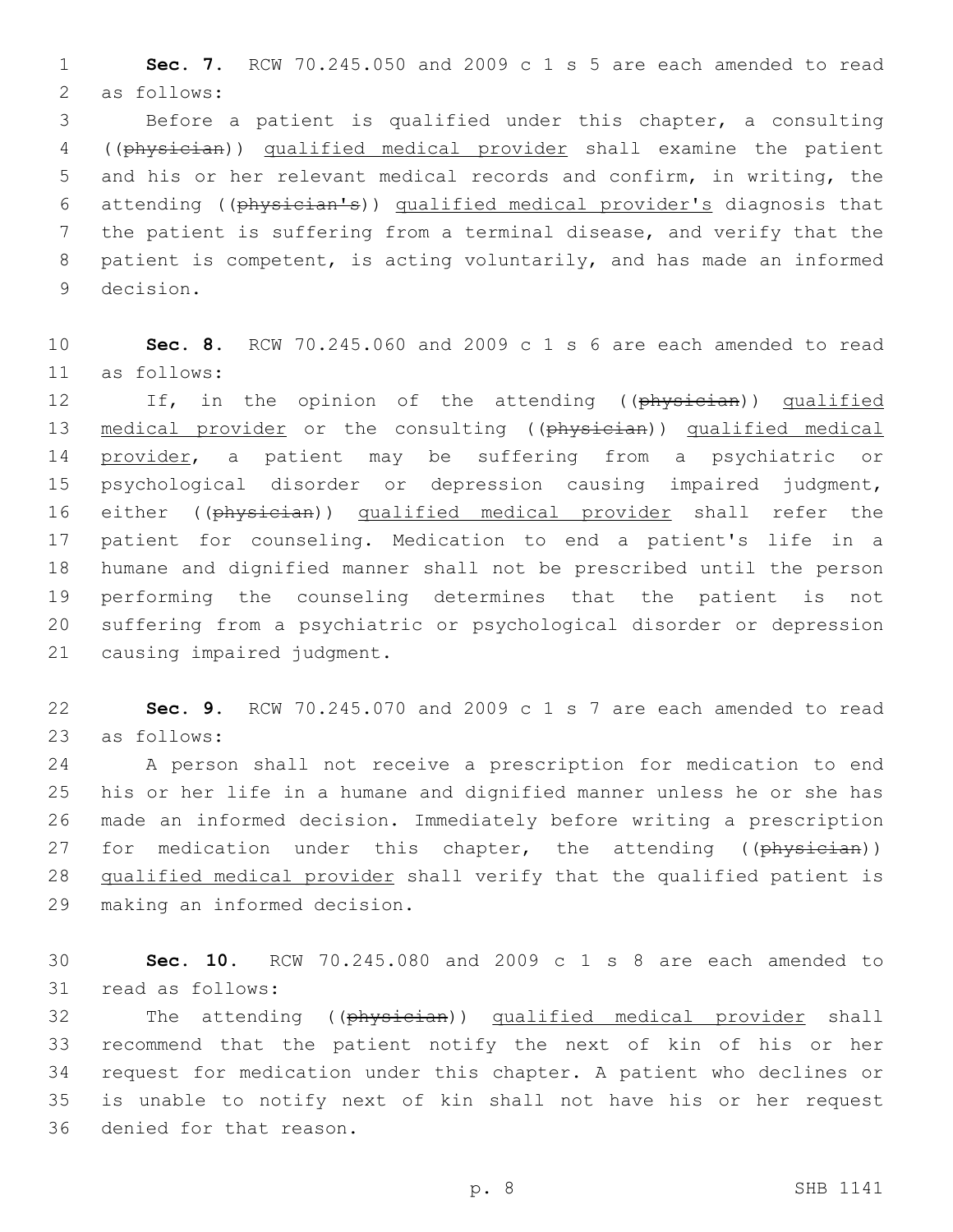**Sec. 7.** RCW 70.245.050 and 2009 c 1 s 5 are each amended to read as follows:

Before a patient is qualified under this chapter, a consulting ((~~physician~~)) qualified medical provider shall examine the patient and his or her relevant medical records and confirm, in writing, the attending ((~~physician's~~)) qualified medical provider's diagnosis that the patient is suffering from a terminal disease, and verify that the patient is competent, is acting voluntarily, and has made an informed decision.

**Sec. 8.** RCW 70.245.060 and 2009 c 1 s 6 are each amended to read as follows:

If, in the opinion of the attending ((~~physician~~)) qualified medical provider or the consulting ((~~physician~~)) qualified medical provider, a patient may be suffering from a psychiatric or psychological disorder or depression causing impaired judgment, either ((~~physician~~)) qualified medical provider shall refer the patient for counseling. Medication to end a patient's life in a humane and dignified manner shall not be prescribed until the person performing the counseling determines that the patient is not suffering from a psychiatric or psychological disorder or depression causing impaired judgment.

**Sec. 9.** RCW 70.245.070 and 2009 c 1 s 7 are each amended to read as follows:

A person shall not receive a prescription for medication to end his or her life in a humane and dignified manner unless he or she has made an informed decision. Immediately before writing a prescription for medication under this chapter, the attending ((~~physician~~)) qualified medical provider shall verify that the qualified patient is making an informed decision.

**Sec. 10.** RCW 70.245.080 and 2009 c 1 s 8 are each amended to read as follows:

The attending ((~~physician~~)) qualified medical provider shall recommend that the patient notify the next of kin of his or her request for medication under this chapter. A patient who declines or is unable to notify next of kin shall not have his or her request denied for that reason.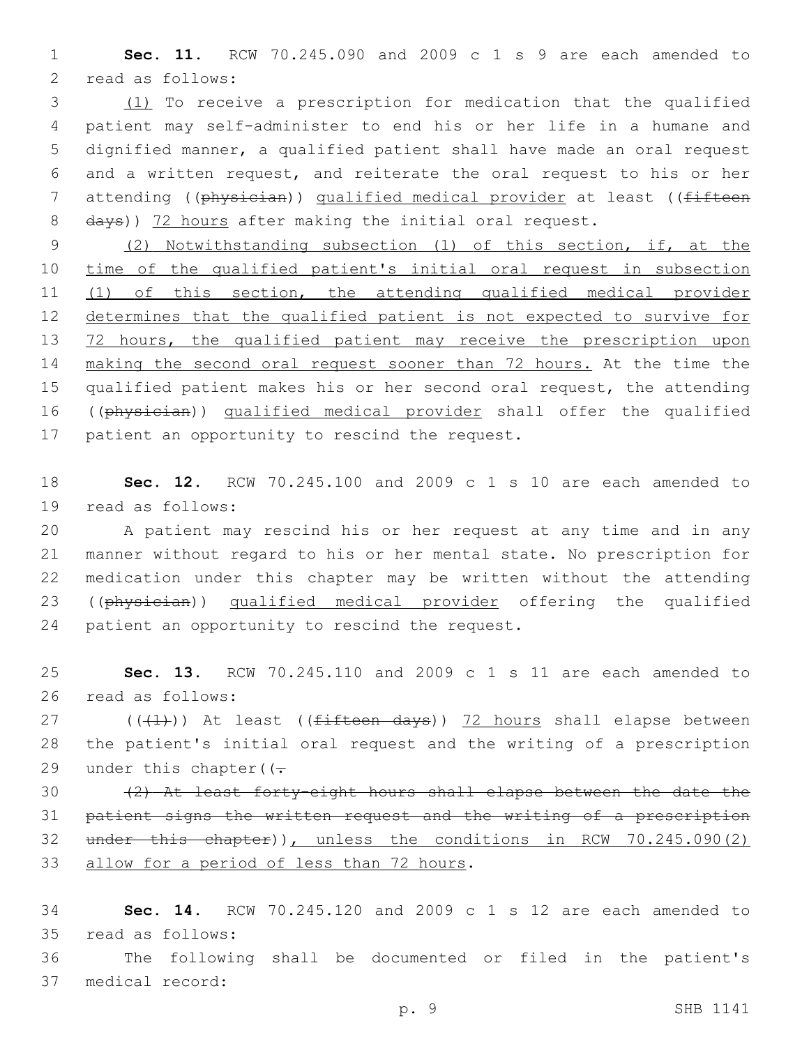**Sec. 11.** RCW 70.245.090 and 2009 c 1 s 9 are each amended to read as follows:

(1) To receive a prescription for medication that the qualified patient may self-administer to end his or her life in a humane and dignified manner, a qualified patient shall have made an oral request and a written request, and reiterate the oral request to his or her attending ((~~physician~~)) qualified medical provider at least ((~~fifteen days~~)) 72 hours after making the initial oral request.

(2) Notwithstanding subsection (1) of this section, if, at the time of the qualified patient's initial oral request in subsection (1) of this section, the attending qualified medical provider determines that the qualified patient is not expected to survive for 72 hours, the qualified patient may receive the prescription upon making the second oral request sooner than 72 hours. At the time the qualified patient makes his or her second oral request, the attending ((~~physician~~)) qualified medical provider shall offer the qualified patient an opportunity to rescind the request.

**Sec. 12.** RCW 70.245.100 and 2009 c 1 s 10 are each amended to read as follows:

A patient may rescind his or her request at any time and in any manner without regard to his or her mental state. No prescription for medication under this chapter may be written without the attending ((~~physician~~)) qualified medical provider offering the qualified patient an opportunity to rescind the request.

**Sec. 13.** RCW 70.245.110 and 2009 c 1 s 11 are each amended to read as follows:

((~~(1)~~)) At least ((~~fifteen days~~)) 72 hours shall elapse between the patient's initial oral request and the writing of a prescription under this chapter((~~.~~

~~(2) At least forty-eight hours shall elapse between the date the patient signs the written request and the writing of a prescription under this chapter~~)), unless the conditions in RCW 70.245.090(2) allow for a period of less than 72 hours.

**Sec. 14.** RCW 70.245.120 and 2009 c 1 s 12 are each amended to read as follows:

The following shall be documented or filed in the patient's medical record: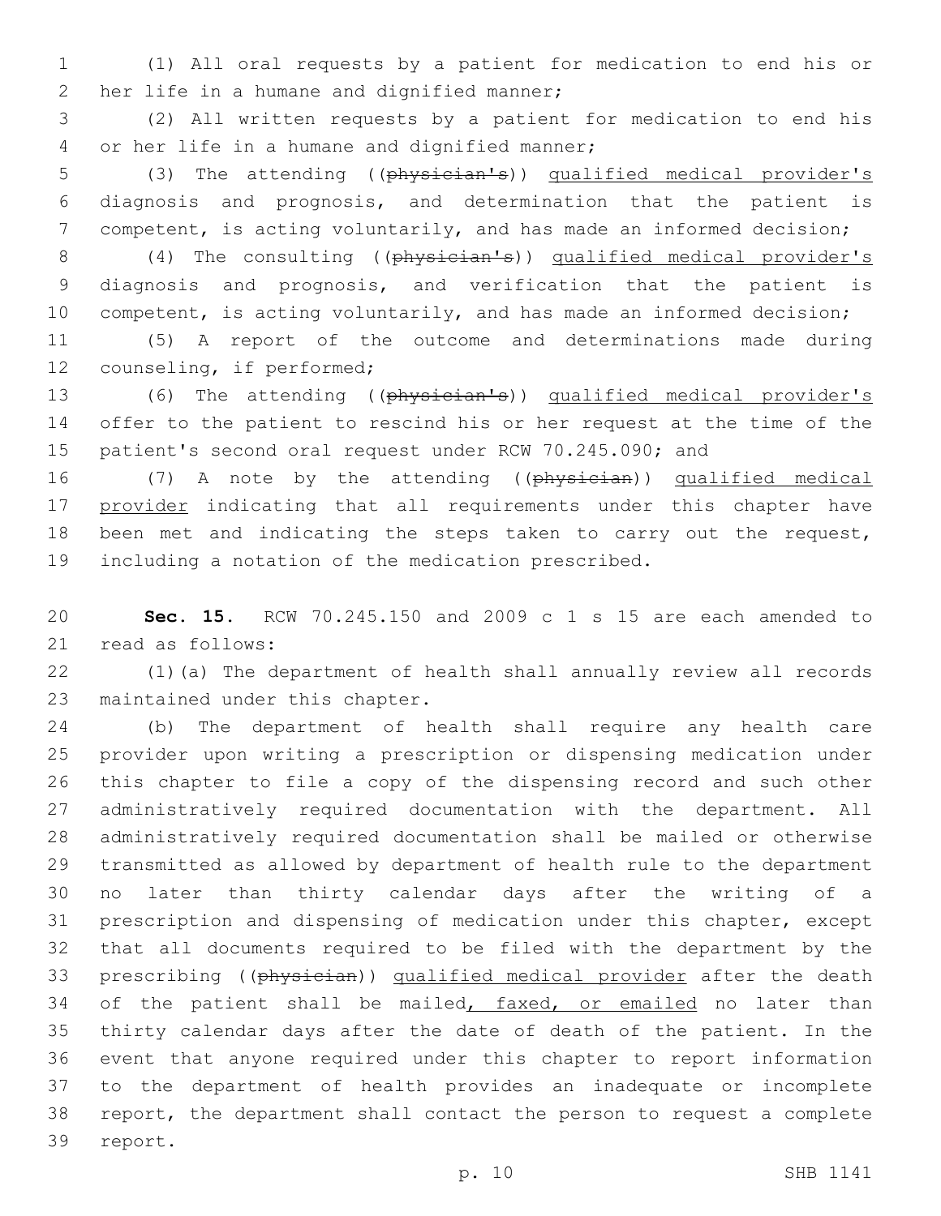(1) All oral requests by a patient for medication to end his or her life in a humane and dignified manner;

(2) All written requests by a patient for medication to end his or her life in a humane and dignified manner;

(3) The attending ((~~physician's~~)) qualified medical provider's diagnosis and prognosis, and determination that the patient is competent, is acting voluntarily, and has made an informed decision;

(4) The consulting ((~~physician's~~)) qualified medical provider's diagnosis and prognosis, and verification that the patient is competent, is acting voluntarily, and has made an informed decision;

(5) A report of the outcome and determinations made during counseling, if performed;

(6) The attending ((~~physician's~~)) qualified medical provider's offer to the patient to rescind his or her request at the time of the patient's second oral request under RCW 70.245.090; and

(7) A note by the attending ((~~physician~~)) qualified medical provider indicating that all requirements under this chapter have been met and indicating the steps taken to carry out the request, including a notation of the medication prescribed.

**Sec. 15.** RCW 70.245.150 and 2009 c 1 s 15 are each amended to read as follows:

(1)(a) The department of health shall annually review all records maintained under this chapter.

(b) The department of health shall require any health care provider upon writing a prescription or dispensing medication under this chapter to file a copy of the dispensing record and such other administratively required documentation with the department. All administratively required documentation shall be mailed or otherwise transmitted as allowed by department of health rule to the department no later than thirty calendar days after the writing of a prescription and dispensing of medication under this chapter, except that all documents required to be filed with the department by the prescribing ((~~physician~~)) qualified medical provider after the death of the patient shall be mailed, faxed, or emailed no later than thirty calendar days after the date of death of the patient. In the event that anyone required under this chapter to report information to the department of health provides an inadequate or incomplete report, the department shall contact the person to request a complete report.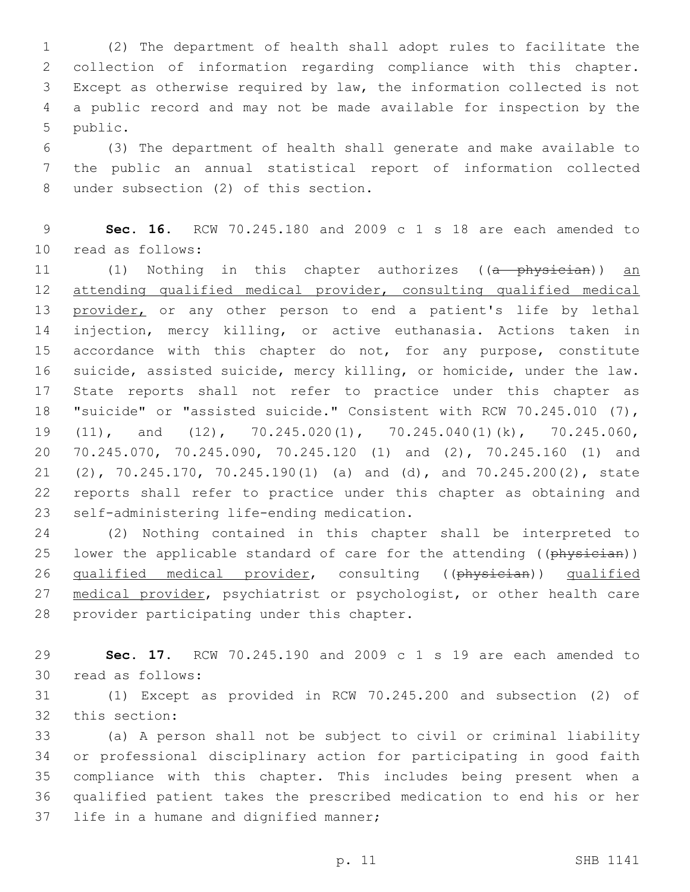(2) The department of health shall adopt rules to facilitate the collection of information regarding compliance with this chapter. Except as otherwise required by law, the information collected is not a public record and may not be made available for inspection by the public.

(3) The department of health shall generate and make available to the public an annual statistical report of information collected under subsection (2) of this section.

**Sec. 16.** RCW 70.245.180 and 2009 c 1 s 18 are each amended to read as follows:

(1) Nothing in this chapter authorizes ((~~a physician~~)) <u>an attending qualified medical provider, consulting qualified medical provider,</u> or any other person to end a patient's life by lethal injection, mercy killing, or active euthanasia. Actions taken in accordance with this chapter do not, for any purpose, constitute suicide, assisted suicide, mercy killing, or homicide, under the law. State reports shall not refer to practice under this chapter as "suicide" or "assisted suicide." Consistent with RCW 70.245.010 (7), (11), and (12), 70.245.020(1), 70.245.040(1)(k), 70.245.060, 70.245.070, 70.245.090, 70.245.120 (1) and (2), 70.245.160 (1) and (2), 70.245.170, 70.245.190(1) (a) and (d), and 70.245.200(2), state reports shall refer to practice under this chapter as obtaining and self-administering life-ending medication.

(2) Nothing contained in this chapter shall be interpreted to lower the applicable standard of care for the attending ((~~physician~~)) <u>qualified medical provider</u>, consulting ((~~physician~~)) <u>qualified medical provider</u>, psychiatrist or psychologist, or other health care provider participating under this chapter.

**Sec. 17.** RCW 70.245.190 and 2009 c 1 s 19 are each amended to read as follows:

(1) Except as provided in RCW 70.245.200 and subsection (2) of this section:

(a) A person shall not be subject to civil or criminal liability or professional disciplinary action for participating in good faith compliance with this chapter. This includes being present when a qualified patient takes the prescribed medication to end his or her life in a humane and dignified manner;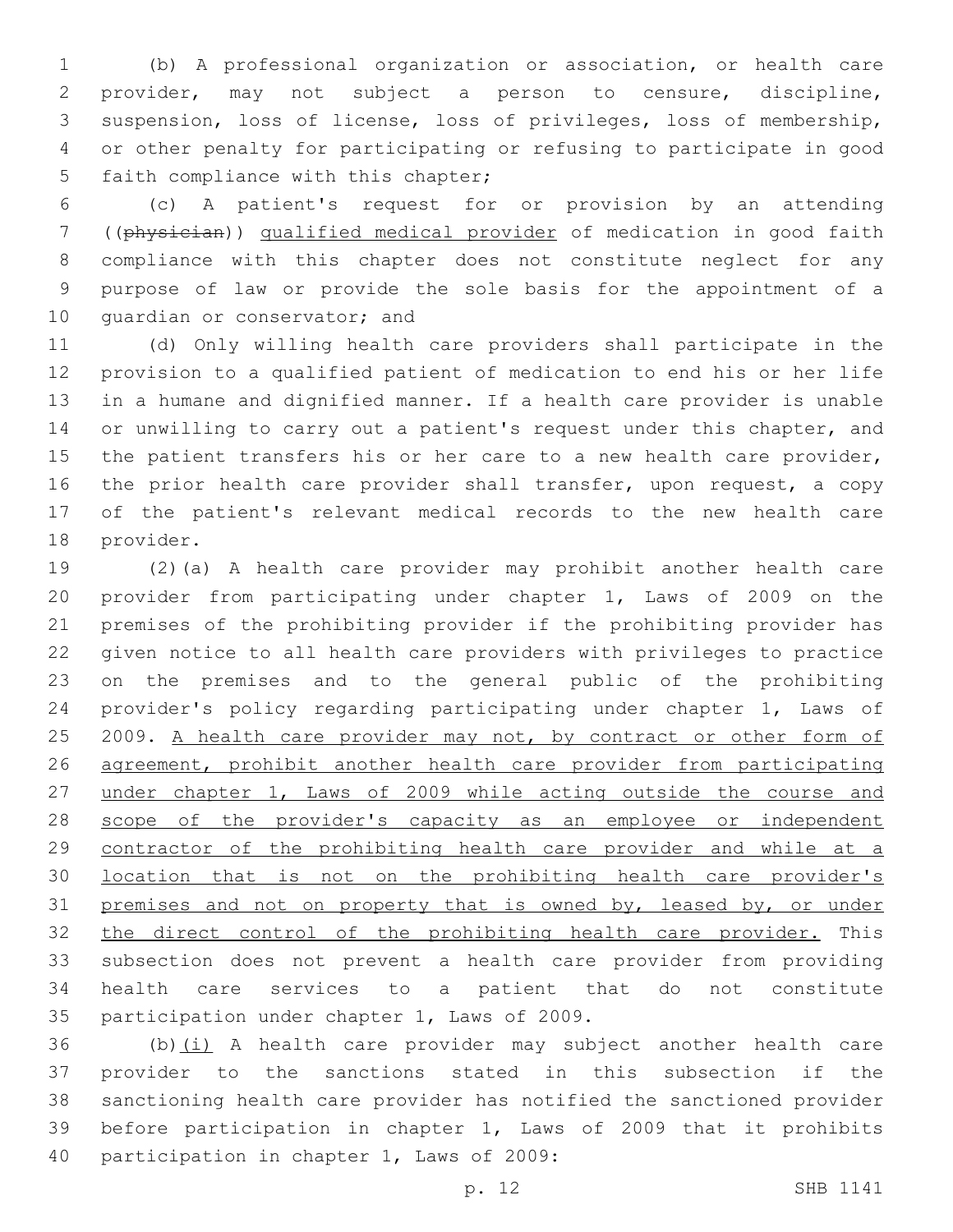(b) A professional organization or association, or health care provider, may not subject a person to censure, discipline, suspension, loss of license, loss of privileges, loss of membership, or other penalty for participating or refusing to participate in good faith compliance with this chapter;

(c) A patient's request for or provision by an attending ((~~physician~~)) <u>qualified medical provider</u> of medication in good faith compliance with this chapter does not constitute neglect for any purpose of law or provide the sole basis for the appointment of a guardian or conservator; and

(d) Only willing health care providers shall participate in the provision to a qualified patient of medication to end his or her life in a humane and dignified manner. If a health care provider is unable or unwilling to carry out a patient's request under this chapter, and the patient transfers his or her care to a new health care provider, the prior health care provider shall transfer, upon request, a copy of the patient's relevant medical records to the new health care provider.

(2)(a) A health care provider may prohibit another health care provider from participating under chapter 1, Laws of 2009 on the premises of the prohibiting provider if the prohibiting provider has given notice to all health care providers with privileges to practice on the premises and to the general public of the prohibiting provider's policy regarding participating under chapter 1, Laws of 2009. <u>A health care provider may not, by contract or other form of agreement, prohibit another health care provider from participating under chapter 1, Laws of 2009 while acting outside the course and scope of the provider's capacity as an employee or independent contractor of the prohibiting health care provider and while at a location that is not on the prohibiting health care provider's premises and not on property that is owned by, leased by, or under the direct control of the prohibiting health care provider.</u> This subsection does not prevent a health care provider from providing health care services to a patient that do not constitute participation under chapter 1, Laws of 2009.

(b)<u>(i)</u> A health care provider may subject another health care provider to the sanctions stated in this subsection if the sanctioning health care provider has notified the sanctioned provider before participation in chapter 1, Laws of 2009 that it prohibits participation in chapter 1, Laws of 2009: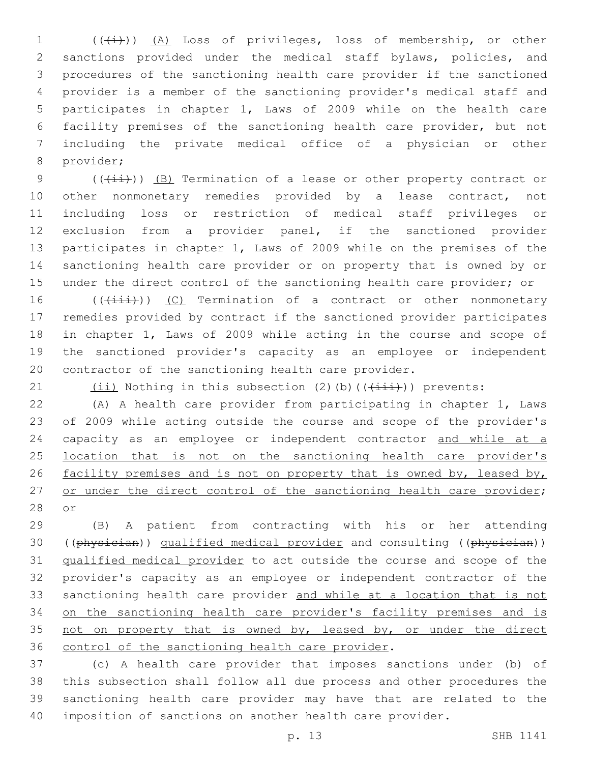((~~(i)~~)) (A) Loss of privileges, loss of membership, or other sanctions provided under the medical staff bylaws, policies, and procedures of the sanctioning health care provider if the sanctioned provider is a member of the sanctioning provider's medical staff and participates in chapter 1, Laws of 2009 while on the health care facility premises of the sanctioning health care provider, but not including the private medical office of a physician or other provider;

((~~(ii)~~)) (B) Termination of a lease or other property contract or other nonmonetary remedies provided by a lease contract, not including loss or restriction of medical staff privileges or exclusion from a provider panel, if the sanctioned provider participates in chapter 1, Laws of 2009 while on the premises of the sanctioning health care provider or on property that is owned by or under the direct control of the sanctioning health care provider; or

((~~(iii)~~)) (C) Termination of a contract or other nonmonetary remedies provided by contract if the sanctioned provider participates in chapter 1, Laws of 2009 while acting in the course and scope of the sanctioned provider's capacity as an employee or independent contractor of the sanctioning health care provider.

(ii) Nothing in this subsection (2)(b)((~~(iii)~~)) prevents:

(A) A health care provider from participating in chapter 1, Laws of 2009 while acting outside the course and scope of the provider's capacity as an employee or independent contractor and while at a location that is not on the sanctioning health care provider's facility premises and is not on property that is owned by, leased by, or under the direct control of the sanctioning health care provider; or

(B) A patient from contracting with his or her attending ((~~physician~~)) qualified medical provider and consulting ((~~physician~~)) qualified medical provider to act outside the course and scope of the provider's capacity as an employee or independent contractor of the sanctioning health care provider and while at a location that is not on the sanctioning health care provider's facility premises and is not on property that is owned by, leased by, or under the direct control of the sanctioning health care provider.

(c) A health care provider that imposes sanctions under (b) of this subsection shall follow all due process and other procedures the sanctioning health care provider may have that are related to the imposition of sanctions on another health care provider.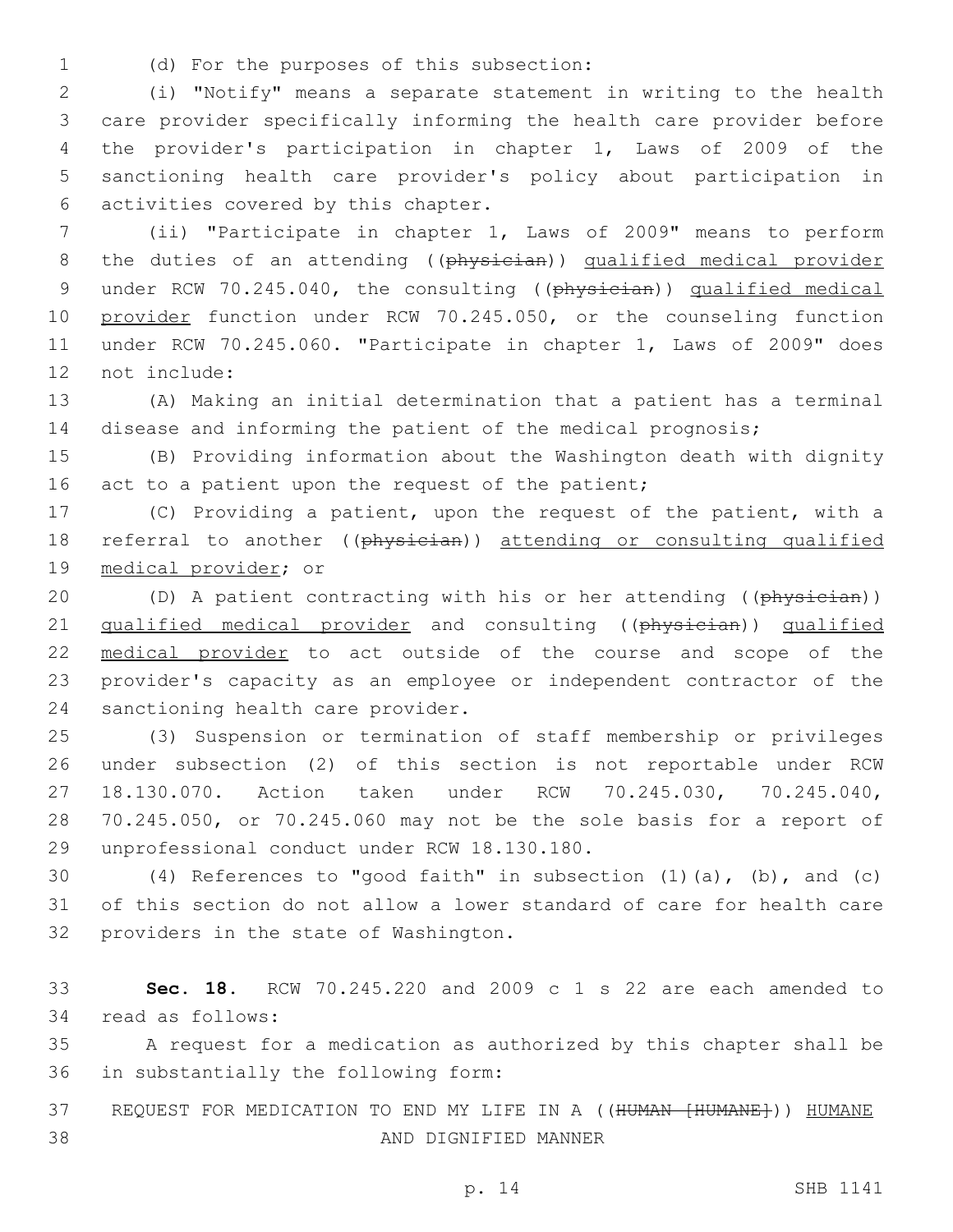(d) For the purposes of this subsection:

(i) "Notify" means a separate statement in writing to the health care provider specifically informing the health care provider before the provider's participation in chapter 1, Laws of 2009 of the sanctioning health care provider's policy about participation in activities covered by this chapter.

(ii) "Participate in chapter 1, Laws of 2009" means to perform the duties of an attending ((~~physician~~)) qualified medical provider under RCW 70.245.040, the consulting ((~~physician~~)) qualified medical provider function under RCW 70.245.050, or the counseling function under RCW 70.245.060. "Participate in chapter 1, Laws of 2009" does not include:

(A) Making an initial determination that a patient has a terminal disease and informing the patient of the medical prognosis;

(B) Providing information about the Washington death with dignity act to a patient upon the request of the patient;

(C) Providing a patient, upon the request of the patient, with a referral to another ((~~physician~~)) attending or consulting qualified medical provider; or

(D) A patient contracting with his or her attending ((~~physician~~)) qualified medical provider and consulting ((~~physician~~)) qualified medical provider to act outside of the course and scope of the provider's capacity as an employee or independent contractor of the sanctioning health care provider.

(3) Suspension or termination of staff membership or privileges under subsection (2) of this section is not reportable under RCW 18.130.070. Action taken under RCW 70.245.030, 70.245.040, 70.245.050, or 70.245.060 may not be the sole basis for a report of unprofessional conduct under RCW 18.130.180.

(4) References to "good faith" in subsection (1)(a), (b), and (c) of this section do not allow a lower standard of care for health care providers in the state of Washington.

**Sec. 18.** RCW 70.245.220 and 2009 c 1 s 22 are each amended to read as follows:

A request for a medication as authorized by this chapter shall be in substantially the following form:

REQUEST FOR MEDICATION TO END MY LIFE IN A ((~~HUMAN [HUMANE]~~)) HUMANE AND DIGNIFIED MANNER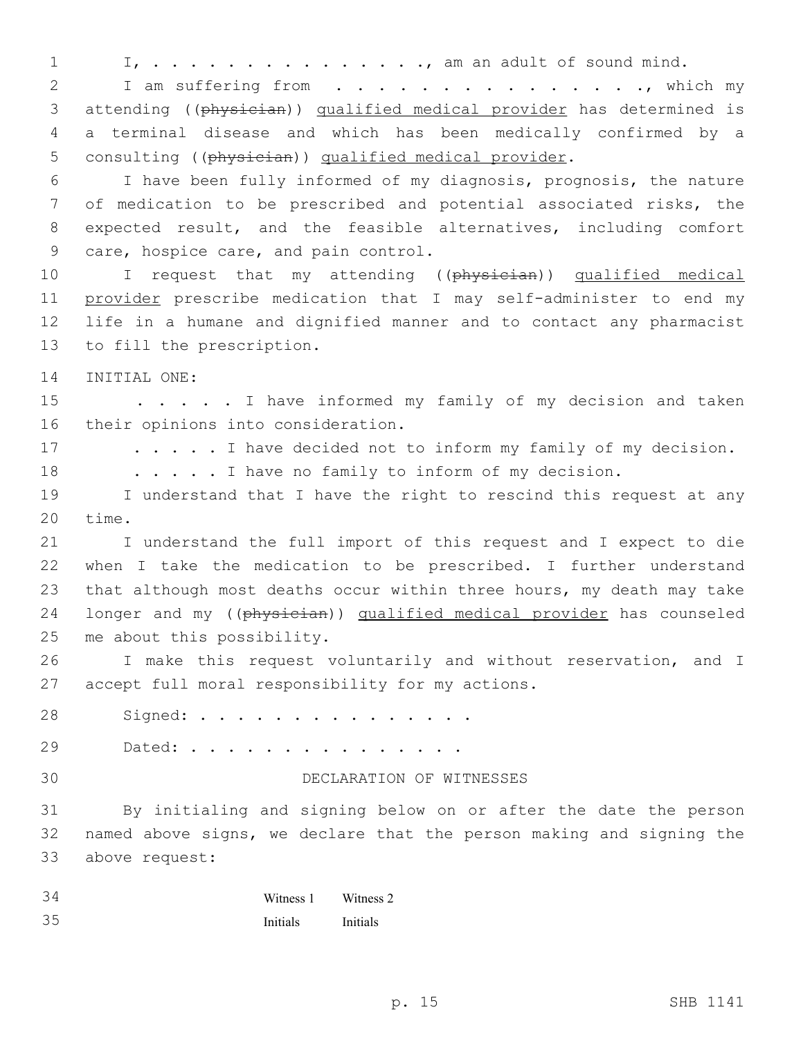I, . . . . . . . . . . . . . . . ., am an adult of sound mind.

I am suffering from . . . . . . . . . . . . . . . ., which my attending ((~~physician~~)) <u>qualified medical provider</u> has determined is a terminal disease and which has been medically confirmed by a consulting ((~~physician~~)) <u>qualified medical provider</u>.

I have been fully informed of my diagnosis, prognosis, the nature of medication to be prescribed and potential associated risks, the expected result, and the feasible alternatives, including comfort care, hospice care, and pain control.

I request that my attending ((~~physician~~)) <u>qualified medical provider</u> prescribe medication that I may self-administer to end my life in a humane and dignified manner and to contact any pharmacist to fill the prescription.

INITIAL ONE:

. . . . . I have informed my family of my decision and taken their opinions into consideration.

. . . . . I have decided not to inform my family of my decision.

. . . . . I have no family to inform of my decision.

I understand that I have the right to rescind this request at any time.

I understand the full import of this request and I expect to die when I take the medication to be prescribed. I further understand that although most deaths occur within three hours, my death may take longer and my ((~~physician~~)) <u>qualified medical provider</u> has counseled me about this possibility.

I make this request voluntarily and without reservation, and I accept full moral responsibility for my actions.

Signed: . . . . . . . . . . . . . . . .

Dated: . . . . . . . . . . . . . . . .

DECLARATION OF WITNESSES

By initialing and signing below on or after the date the person named above signs, we declare that the person making and signing the above request:

| Witness 1 | Witness 2 |
|---|---|
| Initials | Initials |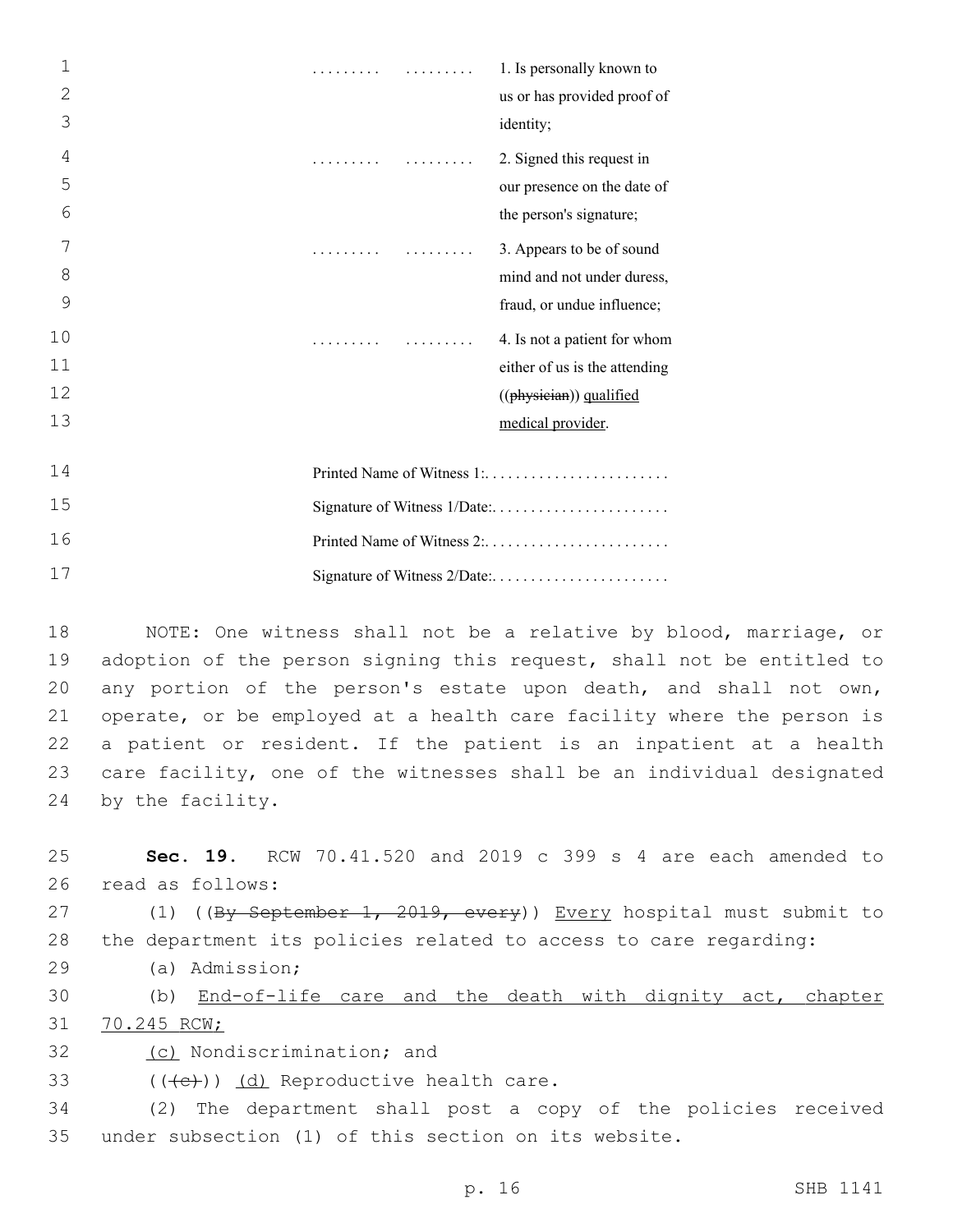| | | |
|---|---|---|
| ......... | ......... | 1. Is personally known to us or has provided proof of identity; |
| ......... | ......... | 2. Signed this request in our presence on the date of the person's signature; |
| ......... | ......... | 3. Appears to be of sound mind and not under duress, fraud, or undue influence; |
| ......... | ......... | 4. Is not a patient for whom either of us is the attending ((~~physician~~)) <u>qualified medical provider</u>. |

Printed Name of Witness 1:........................

Signature of Witness 1/Date:.......................

Printed Name of Witness 2:........................

Signature of Witness 2/Date:.......................

NOTE: One witness shall not be a relative by blood, marriage, or adoption of the person signing this request, shall not be entitled to any portion of the person's estate upon death, and shall not own, operate, or be employed at a health care facility where the person is a patient or resident. If the patient is an inpatient at a health care facility, one of the witnesses shall be an individual designated by the facility.

**Sec. 19.** RCW 70.41.520 and 2019 c 399 s 4 are each amended to read as follows:

(1) ((~~By September 1, 2019, every~~)) <u>Every</u> hospital must submit to the department its policies related to access to care regarding:

(a) Admission;

(b) <u>End-of-life care and the death with dignity act, chapter 70.245 RCW;</u>

<u>(c)</u> Nondiscrimination; and

((~~(c)~~)) <u>(d)</u> Reproductive health care.

(2) The department shall post a copy of the policies received under subsection (1) of this section on its website.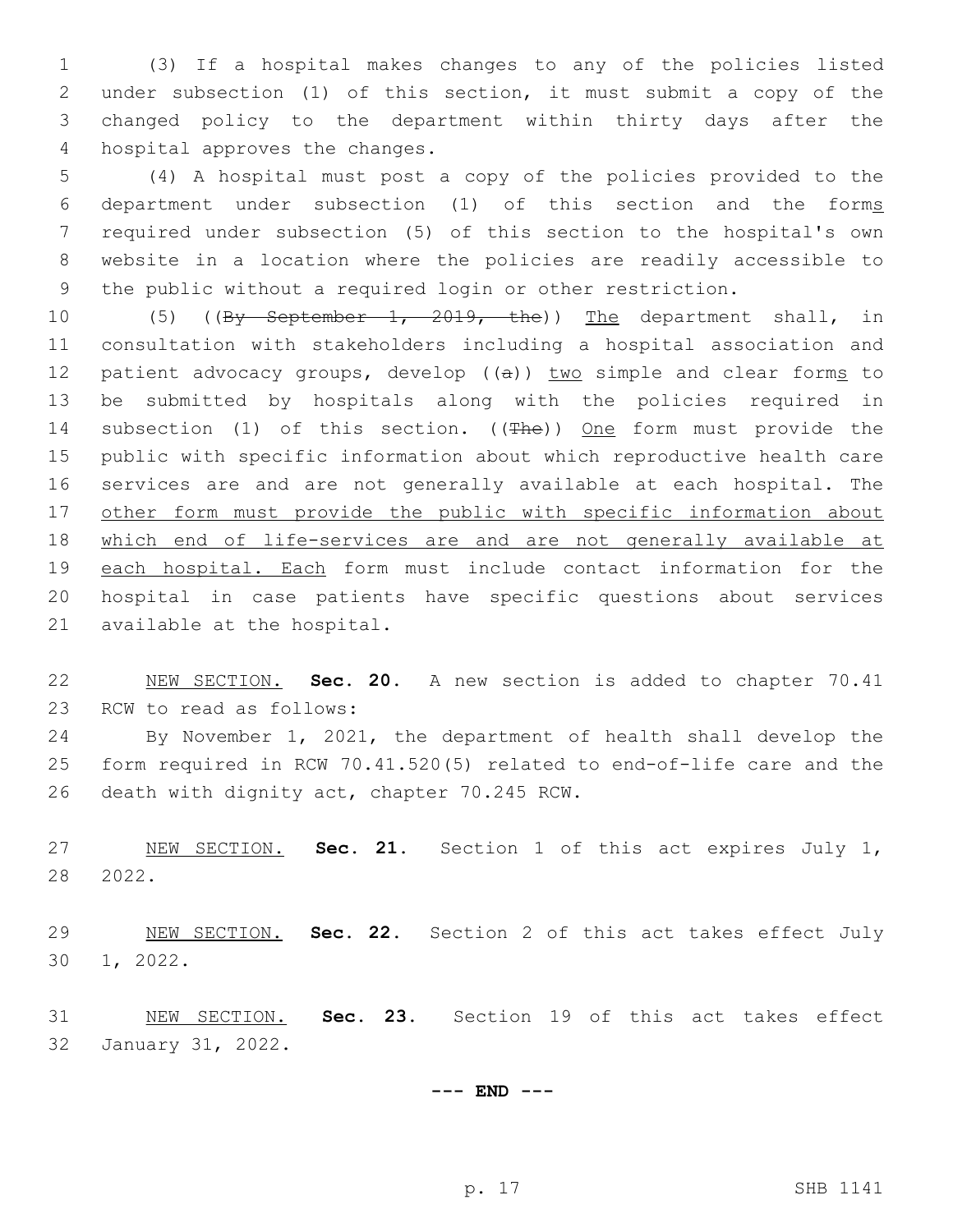(3) If a hospital makes changes to any of the policies listed under subsection (1) of this section, it must submit a copy of the changed policy to the department within thirty days after the hospital approves the changes.

(4) A hospital must post a copy of the policies provided to the department under subsection (1) of this section and the forms required under subsection (5) of this section to the hospital's own website in a location where the policies are readily accessible to the public without a required login or other restriction.

(5) ((~~By September 1, 2019, the~~)) The department shall, in consultation with stakeholders including a hospital association and patient advocacy groups, develop ((~~a~~)) two simple and clear forms to be submitted by hospitals along with the policies required in subsection (1) of this section. ((~~The~~)) One form must provide the public with specific information about which reproductive health care services are and are not generally available at each hospital. The other form must provide the public with specific information about which end of life-services are and are not generally available at each hospital. Each form must include contact information for the hospital in case patients have specific questions about services available at the hospital.

NEW SECTION. **Sec. 20.** A new section is added to chapter 70.41 RCW to read as follows:

By November 1, 2021, the department of health shall develop the form required in RCW 70.41.520(5) related to end-of-life care and the death with dignity act, chapter 70.245 RCW.

NEW SECTION. **Sec. 21.** Section 1 of this act expires July 1, 2022.

NEW SECTION. **Sec. 22.** Section 2 of this act takes effect July 1, 2022.

NEW SECTION. **Sec. 23.** Section 19 of this act takes effect January 31, 2022.

**--- END ---**